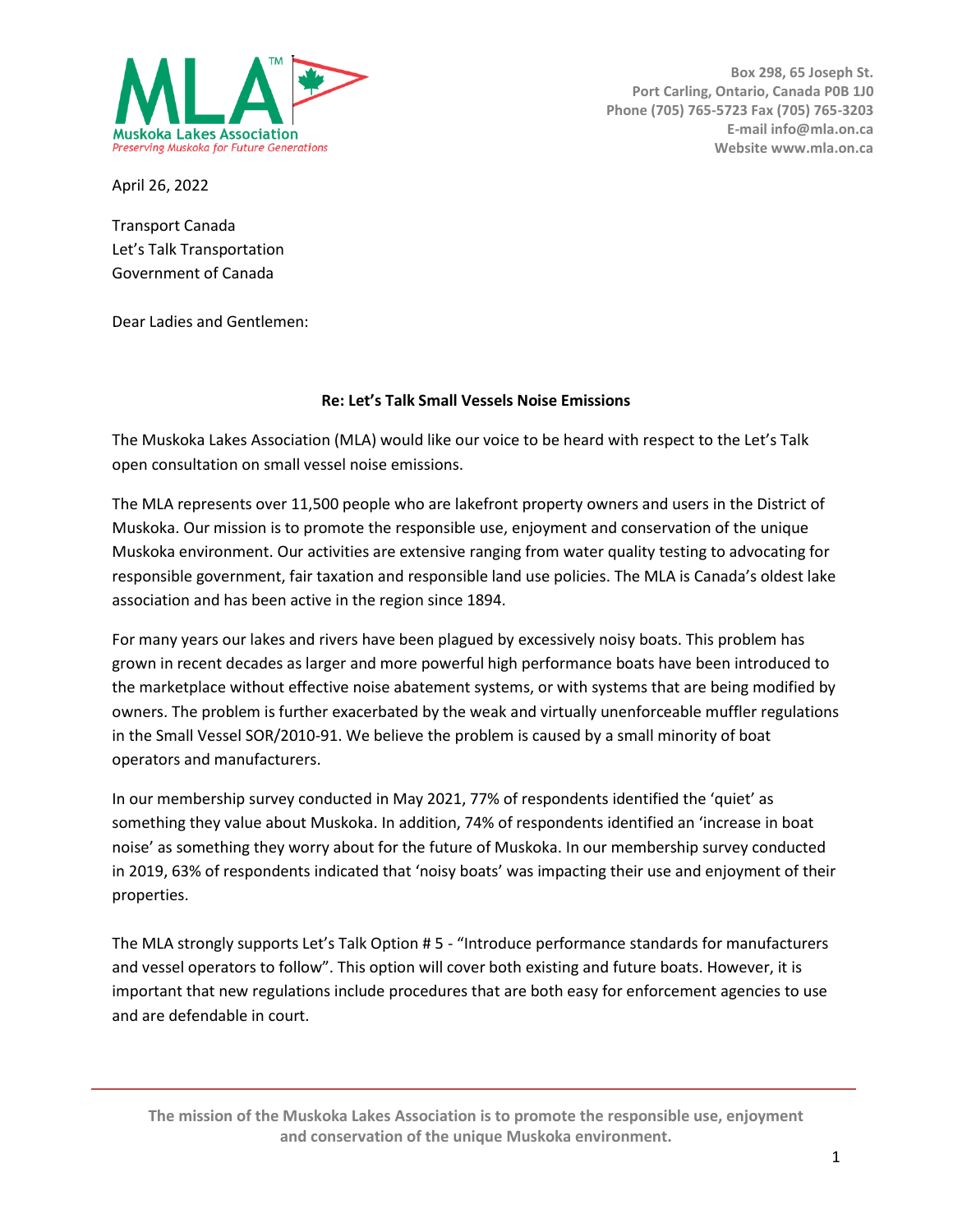**Muskoka Lakes Association**
*Preserving Muskoka for Future Generations*

**Box 298, 65 Joseph St.**
**Port Carling, Ontario, Canada P0B 1J0**
**Phone (705) 765-5723 Fax (705) 765-3203**
**E-mail info@mla.on.ca**
**Website www.mla.on.ca**

April 26, 2022

Transport Canada
Let's Talk Transportation
Government of Canada

Dear Ladies and Gentlemen:

**Re: Let's Talk Small Vessels Noise Emissions**

The Muskoka Lakes Association (MLA) would like our voice to be heard with respect to the Let's Talk open consultation on small vessel noise emissions.

The MLA represents over 11,500 people who are lakefront property owners and users in the District of Muskoka. Our mission is to promote the responsible use, enjoyment and conservation of the unique Muskoka environment. Our activities are extensive ranging from water quality testing to advocating for responsible government, fair taxation and responsible land use policies. The MLA is Canada's oldest lake association and has been active in the region since 1894.

For many years our lakes and rivers have been plagued by excessively noisy boats. This problem has grown in recent decades as larger and more powerful high performance boats have been introduced to the marketplace without effective noise abatement systems, or with systems that are being modified by owners. The problem is further exacerbated by the weak and virtually unenforceable muffler regulations in the Small Vessel SOR/2010-91. We believe the problem is caused by a small minority of boat operators and manufacturers.

In our membership survey conducted in May 2021, 77% of respondents identified the 'quiet' as something they value about Muskoka. In addition, 74% of respondents identified an 'increase in boat noise' as something they worry about for the future of Muskoka. In our membership survey conducted in 2019, 63% of respondents indicated that 'noisy boats' was impacting their use and enjoyment of their properties.

The MLA strongly supports Let's Talk Option # 5 - "Introduce performance standards for manufacturers and vessel operators to follow". This option will cover both existing and future boats. However, it is important that new regulations include procedures that are both easy for enforcement agencies to use and are defendable in court.

**The mission of the Muskoka Lakes Association is to promote the responsible use, enjoyment and conservation of the unique Muskoka environment.**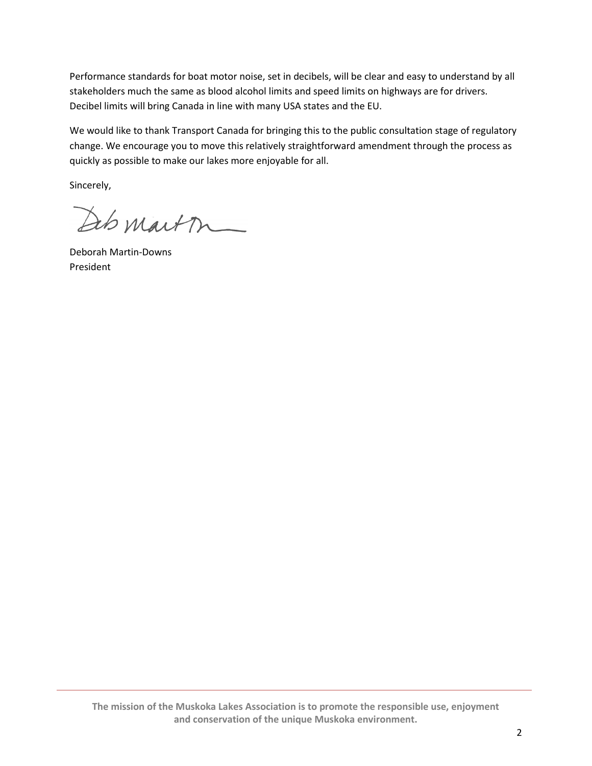Performance standards for boat motor noise, set in decibels, will be clear and easy to understand by all stakeholders much the same as blood alcohol limits and speed limits on highways are for drivers. Decibel limits will bring Canada in line with many USA states and the EU.

We would like to thank Transport Canada for bringing this to the public consultation stage of regulatory change. We encourage you to move this relatively straightforward amendment through the process as quickly as possible to make our lakes more enjoyable for all.

Sincerely,

Deb Martin

Deborah Martin-Downs
President

---

**The mission of the Muskoka Lakes Association is to promote the responsible use, enjoyment and conservation of the unique Muskoka environment.**